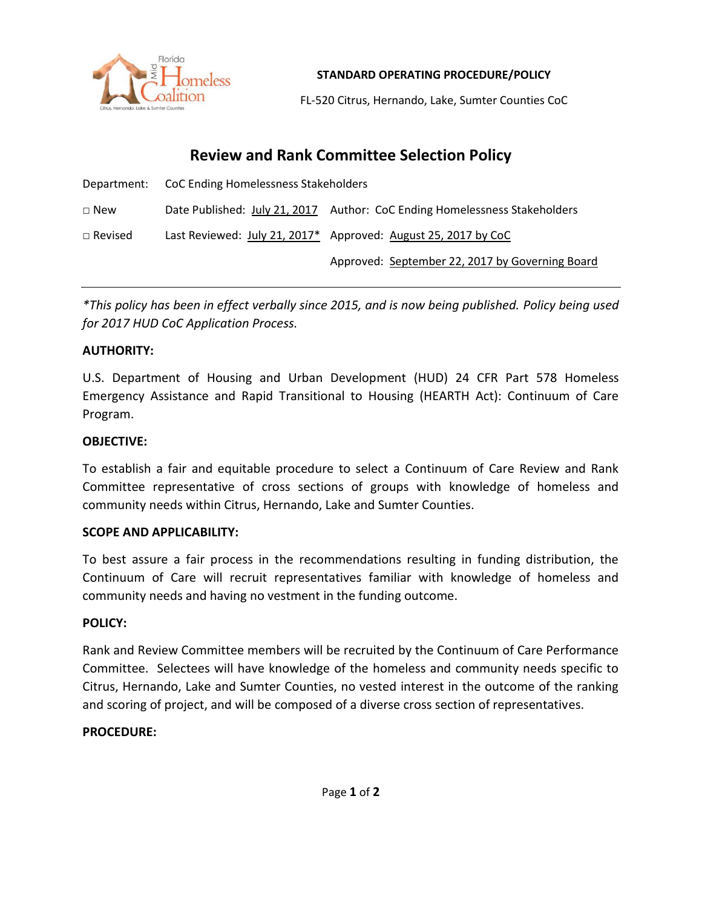**STANDARD OPERATING PROCEDURE/POLICY**

FL-520 Citrus, Hernando, Lake, Sumter Counties CoC

# Review and Rank Committee Selection Policy

Department: CoC Ending Homelessness Stakeholders

□ New Date Published: July 21, 2017 Author: CoC Ending Homelessness Stakeholders

□ Revised Last Reviewed: July 21, 2017* Approved: August 25, 2017 by CoC

Approved: September 22, 2017 by Governing Board

---

*\*This policy has been in effect verbally since 2015, and is now being published. Policy being used for 2017 HUD CoC Application Process.*

**AUTHORITY:**

U.S. Department of Housing and Urban Development (HUD) 24 CFR Part 578 Homeless Emergency Assistance and Rapid Transitional to Housing (HEARTH Act): Continuum of Care Program.

**OBJECTIVE:**

To establish a fair and equitable procedure to select a Continuum of Care Review and Rank Committee representative of cross sections of groups with knowledge of homeless and community needs within Citrus, Hernando, Lake and Sumter Counties.

**SCOPE AND APPLICABILITY:**

To best assure a fair process in the recommendations resulting in funding distribution, the Continuum of Care will recruit representatives familiar with knowledge of homeless and community needs and having no vestment in the funding outcome.

**POLICY:**

Rank and Review Committee members will be recruited by the Continuum of Care Performance Committee. Selectees will have knowledge of the homeless and community needs specific to Citrus, Hernando, Lake and Sumter Counties, no vested interest in the outcome of the ranking and scoring of project, and will be composed of a diverse cross section of representatives.

**PROCEDURE:**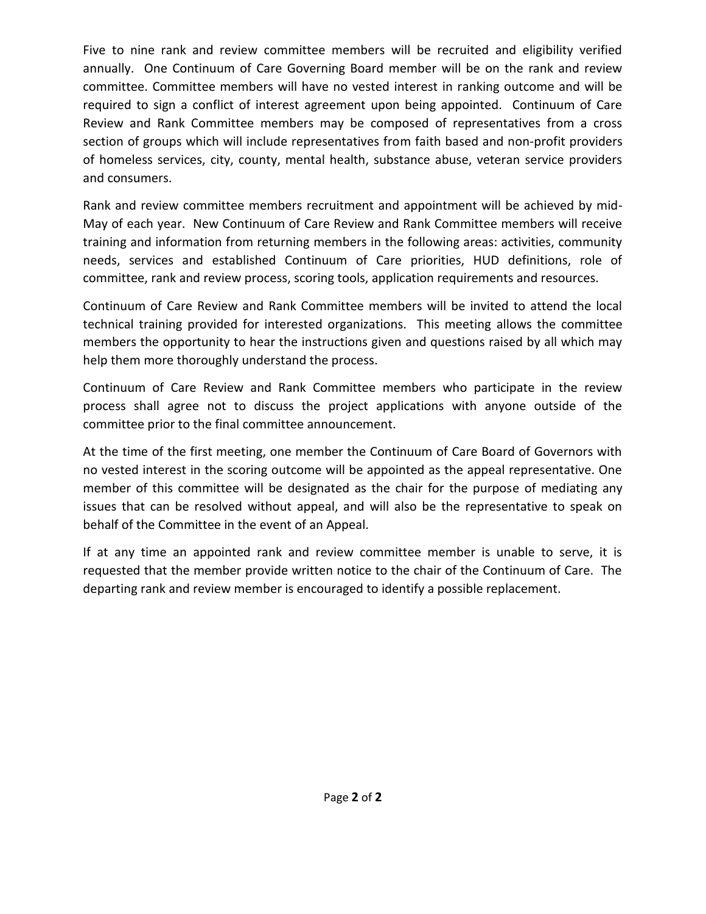Five to nine rank and review committee members will be recruited and eligibility verified annually. One Continuum of Care Governing Board member will be on the rank and review committee. Committee members will have no vested interest in ranking outcome and will be required to sign a conflict of interest agreement upon being appointed. Continuum of Care Review and Rank Committee members may be composed of representatives from a cross section of groups which will include representatives from faith based and non-profit providers of homeless services, city, county, mental health, substance abuse, veteran service providers and consumers.

Rank and review committee members recruitment and appointment will be achieved by mid-May of each year. New Continuum of Care Review and Rank Committee members will receive training and information from returning members in the following areas: activities, community needs, services and established Continuum of Care priorities, HUD definitions, role of committee, rank and review process, scoring tools, application requirements and resources.

Continuum of Care Review and Rank Committee members will be invited to attend the local technical training provided for interested organizations. This meeting allows the committee members the opportunity to hear the instructions given and questions raised by all which may help them more thoroughly understand the process.

Continuum of Care Review and Rank Committee members who participate in the review process shall agree not to discuss the project applications with anyone outside of the committee prior to the final committee announcement.

At the time of the first meeting, one member the Continuum of Care Board of Governors with no vested interest in the scoring outcome will be appointed as the appeal representative. One member of this committee will be designated as the chair for the purpose of mediating any issues that can be resolved without appeal, and will also be the representative to speak on behalf of the Committee in the event of an Appeal.

If at any time an appointed rank and review committee member is unable to serve, it is requested that the member provide written notice to the chair of the Continuum of Care. The departing rank and review member is encouraged to identify a possible replacement.